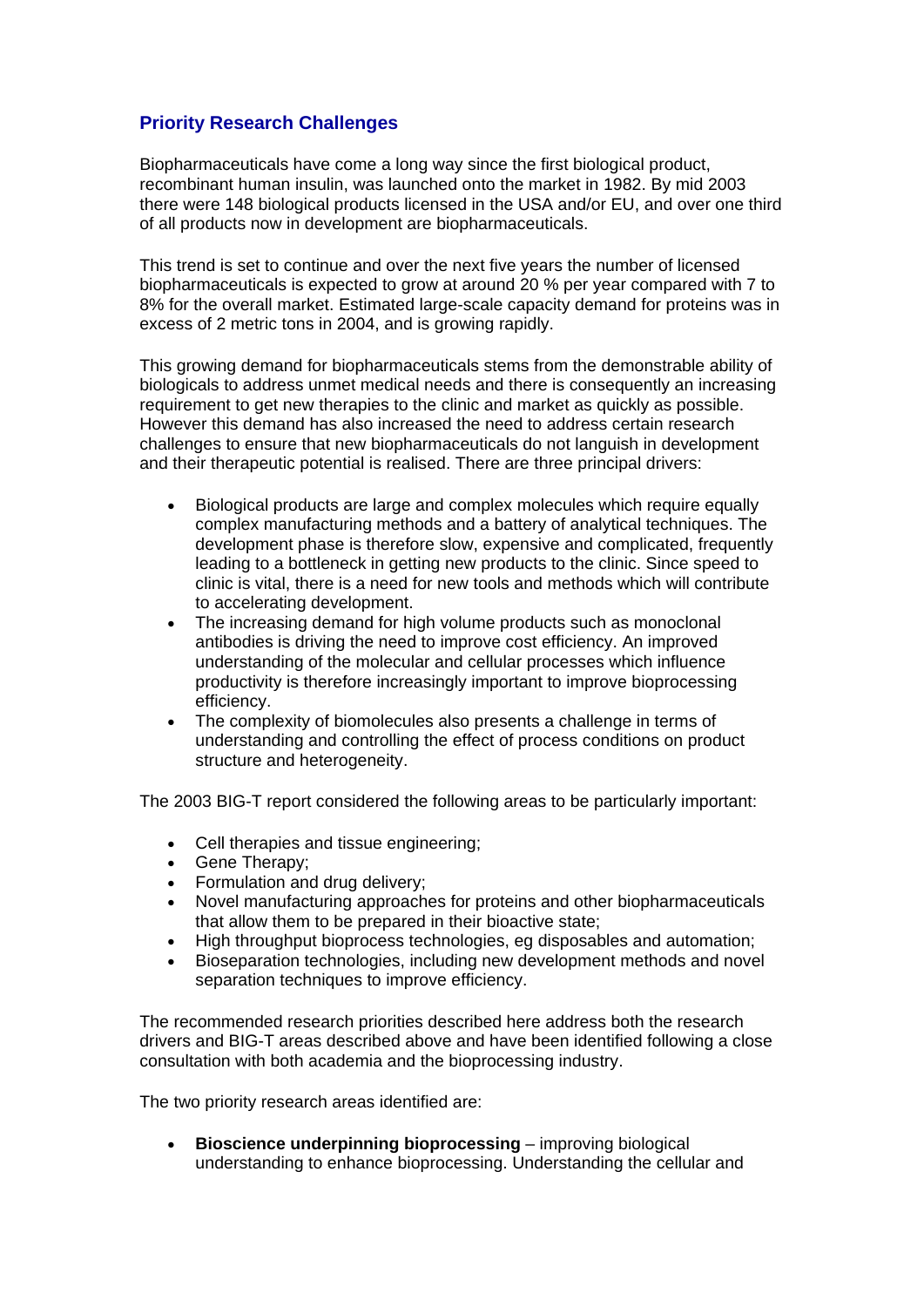## Priority Research Challenges

Biopharmaceuticals have come a long way since the first biological product, recombinant human insulin, was launched onto the market in 1982. By mid 2003 there were 148 biological products licensed in the USA and/or EU, and over one third of all products now in development are biopharmaceuticals.

This trend is set to continue and over the next five years the number of licensed biopharmaceuticals is expected to grow at around 20 % per year compared with 7 to 8% for the overall market. Estimated large-scale capacity demand for proteins was in excess of 2 metric tons in 2004, and is growing rapidly.

This growing demand for biopharmaceuticals stems from the demonstrable ability of biologicals to address unmet medical needs and there is consequently an increasing requirement to get new therapies to the clinic and market as quickly as possible. However this demand has also increased the need to address certain research challenges to ensure that new biopharmaceuticals do not languish in development and their therapeutic potential is realised. There are three principal drivers:

- Biological products are large and complex molecules which require equally complex manufacturing methods and a battery of analytical techniques. The development phase is therefore slow, expensive and complicated, frequently leading to a bottleneck in getting new products to the clinic. Since speed to clinic is vital, there is a need for new tools and methods which will contribute to accelerating development.
- The increasing demand for high volume products such as monoclonal antibodies is driving the need to improve cost efficiency. An improved understanding of the molecular and cellular processes which influence productivity is therefore increasingly important to improve bioprocessing efficiency.
- The complexity of biomolecules also presents a challenge in terms of understanding and controlling the effect of process conditions on product structure and heterogeneity.

The 2003 BIG-T report considered the following areas to be particularly important:

- Cell therapies and tissue engineering;
- Gene Therapy;
- Formulation and drug delivery;
- Novel manufacturing approaches for proteins and other biopharmaceuticals that allow them to be prepared in their bioactive state;
- High throughput bioprocess technologies, eg disposables and automation;
- Bioseparation technologies, including new development methods and novel separation techniques to improve efficiency.

The recommended research priorities described here address both the research drivers and BIG-T areas described above and have been identified following a close consultation with both academia and the bioprocessing industry.

The two priority research areas identified are:

- **Bioscience underpinning bioprocessing** – improving biological understanding to enhance bioprocessing. Understanding the cellular and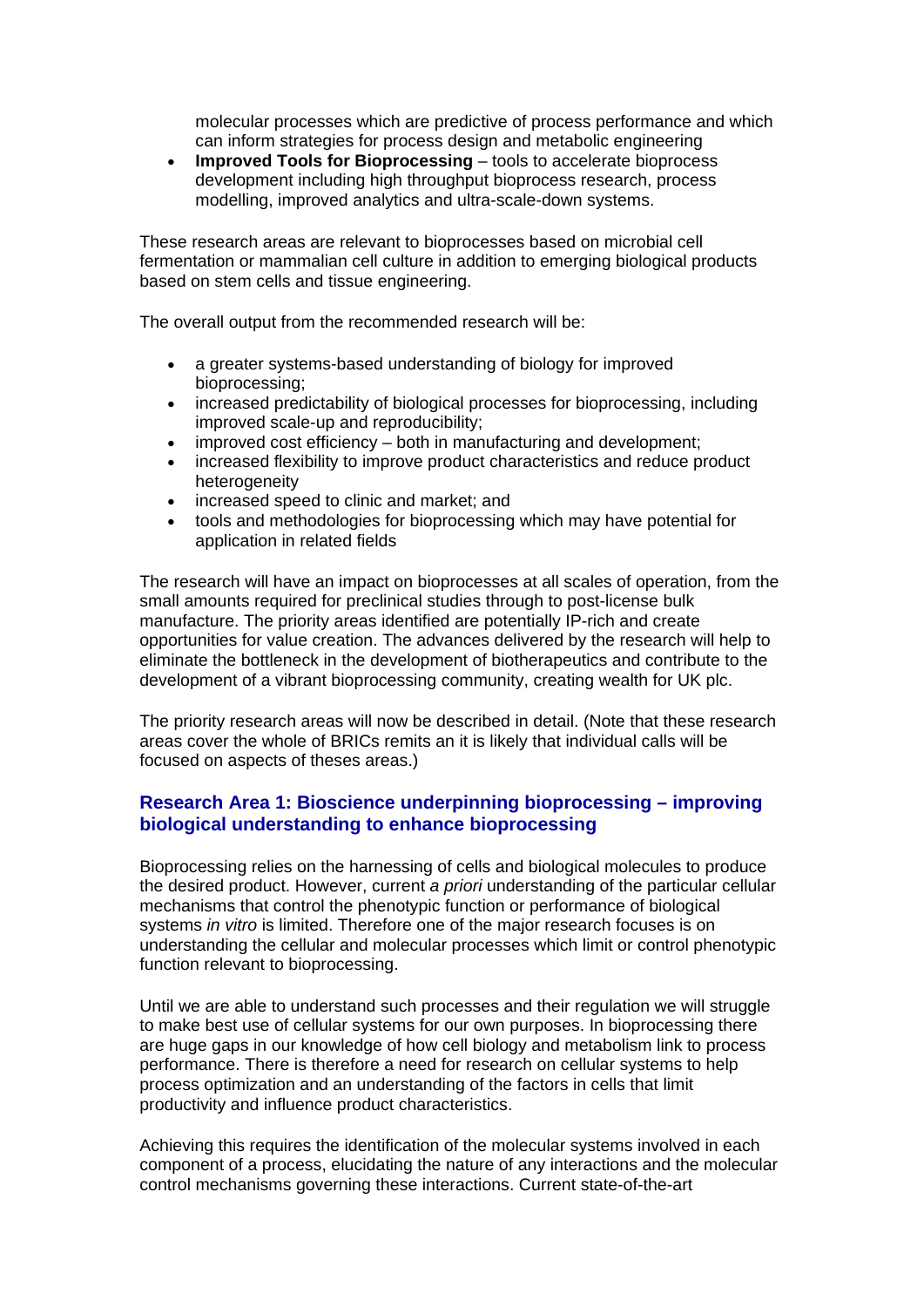molecular processes which are predictive of process performance and which can inform strategies for process design and metabolic engineering

- **Improved Tools for Bioprocessing** – tools to accelerate bioprocess development including high throughput bioprocess research, process modelling, improved analytics and ultra-scale-down systems.

These research areas are relevant to bioprocesses based on microbial cell fermentation or mammalian cell culture in addition to emerging biological products based on stem cells and tissue engineering.

The overall output from the recommended research will be:

- a greater systems-based understanding of biology for improved bioprocessing;
- increased predictability of biological processes for bioprocessing, including improved scale-up and reproducibility;
- improved cost efficiency – both in manufacturing and development;
- increased flexibility to improve product characteristics and reduce product heterogeneity
- increased speed to clinic and market; and
- tools and methodologies for bioprocessing which may have potential for application in related fields

The research will have an impact on bioprocesses at all scales of operation, from the small amounts required for preclinical studies through to post-license bulk manufacture. The priority areas identified are potentially IP-rich and create opportunities for value creation. The advances delivered by the research will help to eliminate the bottleneck in the development of biotherapeutics and contribute to the development of a vibrant bioprocessing community, creating wealth for UK plc.

The priority research areas will now be described in detail. (Note that these research areas cover the whole of BRICs remits an it is likely that individual calls will be focused on aspects of theses areas.)

## Research Area 1: Bioscience underpinning bioprocessing – improving biological understanding to enhance bioprocessing

Bioprocessing relies on the harnessing of cells and biological molecules to produce the desired product. However, current *a priori* understanding of the particular cellular mechanisms that control the phenotypic function or performance of biological systems *in vitro* is limited. Therefore one of the major research focuses is on understanding the cellular and molecular processes which limit or control phenotypic function relevant to bioprocessing.

Until we are able to understand such processes and their regulation we will struggle to make best use of cellular systems for our own purposes. In bioprocessing there are huge gaps in our knowledge of how cell biology and metabolism link to process performance. There is therefore a need for research on cellular systems to help process optimization and an understanding of the factors in cells that limit productivity and influence product characteristics.

Achieving this requires the identification of the molecular systems involved in each component of a process, elucidating the nature of any interactions and the molecular control mechanisms governing these interactions. Current state-of-the-art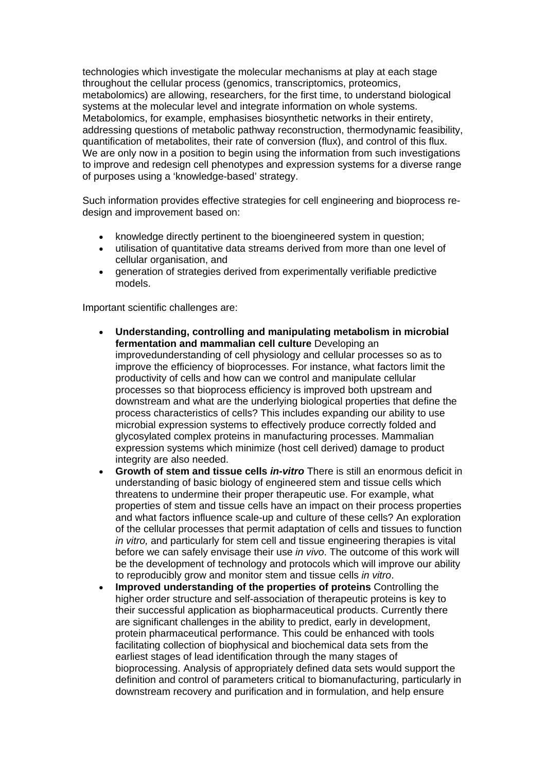technologies which investigate the molecular mechanisms at play at each stage throughout the cellular process (genomics, transcriptomics, proteomics, metabolomics) are allowing, researchers, for the first time, to understand biological systems at the molecular level and integrate information on whole systems. Metabolomics, for example, emphasises biosynthetic networks in their entirety, addressing questions of metabolic pathway reconstruction, thermodynamic feasibility, quantification of metabolites, their rate of conversion (flux), and control of this flux. We are only now in a position to begin using the information from such investigations to improve and redesign cell phenotypes and expression systems for a diverse range of purposes using a 'knowledge-based' strategy.

Such information provides effective strategies for cell engineering and bioprocess re-design and improvement based on:

- knowledge directly pertinent to the bioengineered system in question;
- utilisation of quantitative data streams derived from more than one level of cellular organisation, and
- generation of strategies derived from experimentally verifiable predictive models.

Important scientific challenges are:

- **Understanding, controlling and manipulating metabolism in microbial fermentation and mammalian cell culture** Developing an improvedunderstanding of cell physiology and cellular processes so as to improve the efficiency of bioprocesses. For instance, what factors limit the productivity of cells and how can we control and manipulate cellular processes so that bioprocess efficiency is improved both upstream and downstream and what are the underlying biological properties that define the process characteristics of cells? This includes expanding our ability to use microbial expression systems to effectively produce correctly folded and glycosylated complex proteins in manufacturing processes. Mammalian expression systems which minimize (host cell derived) damage to product integrity are also needed.
- **Growth of stem and tissue cells *in-vitro*** There is still an enormous deficit in understanding of basic biology of engineered stem and tissue cells which threatens to undermine their proper therapeutic use. For example, what properties of stem and tissue cells have an impact on their process properties and what factors influence scale-up and culture of these cells? An exploration of the cellular processes that permit adaptation of cells and tissues to function *in vitro,* and particularly for stem cell and tissue engineering therapies is vital before we can safely envisage their use *in vivo*. The outcome of this work will be the development of technology and protocols which will improve our ability to reproducibly grow and monitor stem and tissue cells *in vitro*.
- **Improved understanding of the properties of proteins** Controlling the higher order structure and self-association of therapeutic proteins is key to their successful application as biopharmaceutical products. Currently there are significant challenges in the ability to predict, early in development, protein pharmaceutical performance. This could be enhanced with tools facilitating collection of biophysical and biochemical data sets from the earliest stages of lead identification through the many stages of bioprocessing. Analysis of appropriately defined data sets would support the definition and control of parameters critical to biomanufacturing, particularly in downstream recovery and purification and in formulation, and help ensure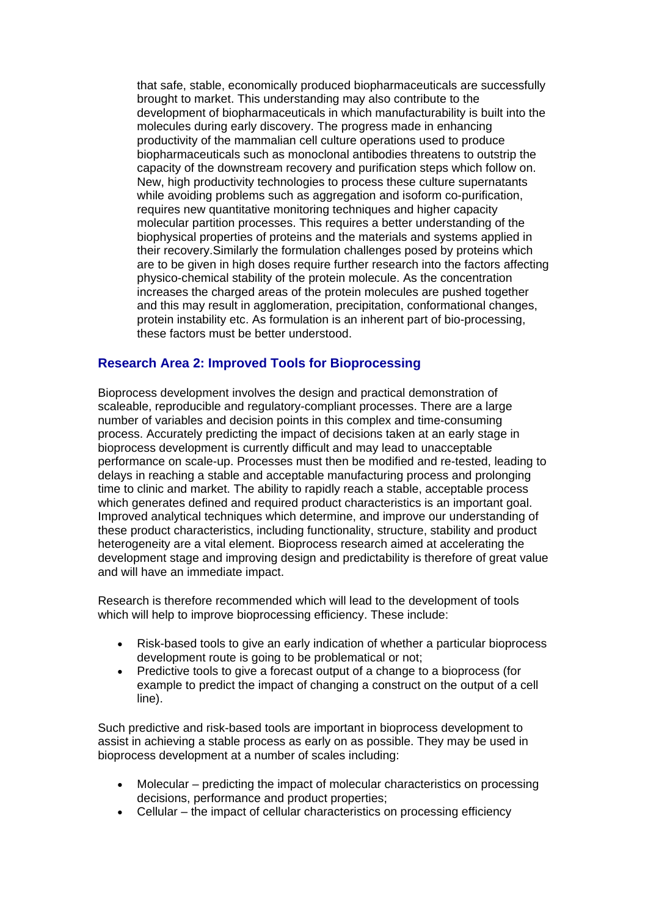that safe, stable, economically produced biopharmaceuticals are successfully brought to market. This understanding may also contribute to the development of biopharmaceuticals in which manufacturability is built into the molecules during early discovery. The progress made in enhancing productivity of the mammalian cell culture operations used to produce biopharmaceuticals such as monoclonal antibodies threatens to outstrip the capacity of the downstream recovery and purification steps which follow on. New, high productivity technologies to process these culture supernatants while avoiding problems such as aggregation and isoform co-purification, requires new quantitative monitoring techniques and higher capacity molecular partition processes. This requires a better understanding of the biophysical properties of proteins and the materials and systems applied in their recovery.Similarly the formulation challenges posed by proteins which are to be given in high doses require further research into the factors affecting physico-chemical stability of the protein molecule. As the concentration increases the charged areas of the protein molecules are pushed together and this may result in agglomeration, precipitation, conformational changes, protein instability etc. As formulation is an inherent part of bio-processing, these factors must be better understood.

## Research Area 2: Improved Tools for Bioprocessing

Bioprocess development involves the design and practical demonstration of scaleable, reproducible and regulatory-compliant processes. There are a large number of variables and decision points in this complex and time-consuming process. Accurately predicting the impact of decisions taken at an early stage in bioprocess development is currently difficult and may lead to unacceptable performance on scale-up. Processes must then be modified and re-tested, leading to delays in reaching a stable and acceptable manufacturing process and prolonging time to clinic and market. The ability to rapidly reach a stable, acceptable process which generates defined and required product characteristics is an important goal. Improved analytical techniques which determine, and improve our understanding of these product characteristics, including functionality, structure, stability and product heterogeneity are a vital element. Bioprocess research aimed at accelerating the development stage and improving design and predictability is therefore of great value and will have an immediate impact.

Research is therefore recommended which will lead to the development of tools which will help to improve bioprocessing efficiency. These include:

- Risk-based tools to give an early indication of whether a particular bioprocess development route is going to be problematical or not;
- Predictive tools to give a forecast output of a change to a bioprocess (for example to predict the impact of changing a construct on the output of a cell line).

Such predictive and risk-based tools are important in bioprocess development to assist in achieving a stable process as early on as possible. They may be used in bioprocess development at a number of scales including:

- Molecular – predicting the impact of molecular characteristics on processing decisions, performance and product properties;
- Cellular – the impact of cellular characteristics on processing efficiency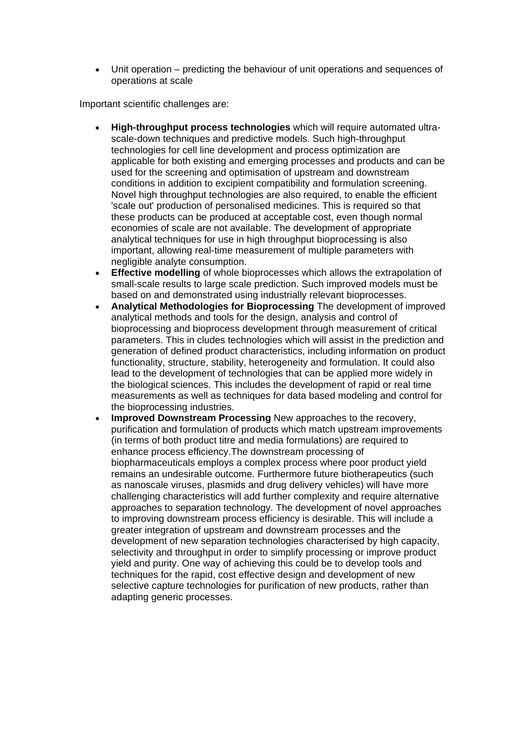- Unit operation – predicting the behaviour of unit operations and sequences of operations at scale

Important scientific challenges are:

- **High-throughput process technologies** which will require automated ultra-scale-down techniques and predictive models. Such high-throughput technologies for cell line development and process optimization are applicable for both existing and emerging processes and products and can be used for the screening and optimisation of upstream and downstream conditions in addition to excipient compatibility and formulation screening. Novel high throughput technologies are also required, to enable the efficient 'scale out' production of personalised medicines. This is required so that these products can be produced at acceptable cost, even though normal economies of scale are not available. The development of appropriate analytical techniques for use in high throughput bioprocessing is also important, allowing real-time measurement of multiple parameters with negligible analyte consumption.
- **Effective modelling** of whole bioprocesses which allows the extrapolation of small-scale results to large scale prediction. Such improved models must be based on and demonstrated using industrially relevant bioprocesses.
- **Analytical Methodologies for Bioprocessing** The development of improved analytical methods and tools for the design, analysis and control of bioprocessing and bioprocess development through measurement of critical parameters. This in cludes technologies which will assist in the prediction and generation of defined product characteristics, including information on product functionality, structure, stability, heterogeneity and formulation. It could also lead to the development of technologies that can be applied more widely in the biological sciences. This includes the development of rapid or real time measurements as well as techniques for data based modeling and control for the bioprocessing industries.
- **Improved Downstream Processing** New approaches to the recovery, purification and formulation of products which match upstream improvements (in terms of both product titre and media formulations) are required to enhance process efficiency.The downstream processing of biopharmaceuticals employs a complex process where poor product yield remains an undesirable outcome. Furthermore future biotherapeutics (such as nanoscale viruses, plasmids and drug delivery vehicles) will have more challenging characteristics will add further complexity and require alternative approaches to separation technology. The development of novel approaches to improving downstream process efficiency is desirable. This will include a greater integration of upstream and downstream processes and the development of new separation technologies characterised by high capacity, selectivity and throughput in order to simplify processing or improve product yield and purity. One way of achieving this could be to develop tools and techniques for the rapid, cost effective design and development of new selective capture technologies for purification of new products, rather than adapting generic processes.